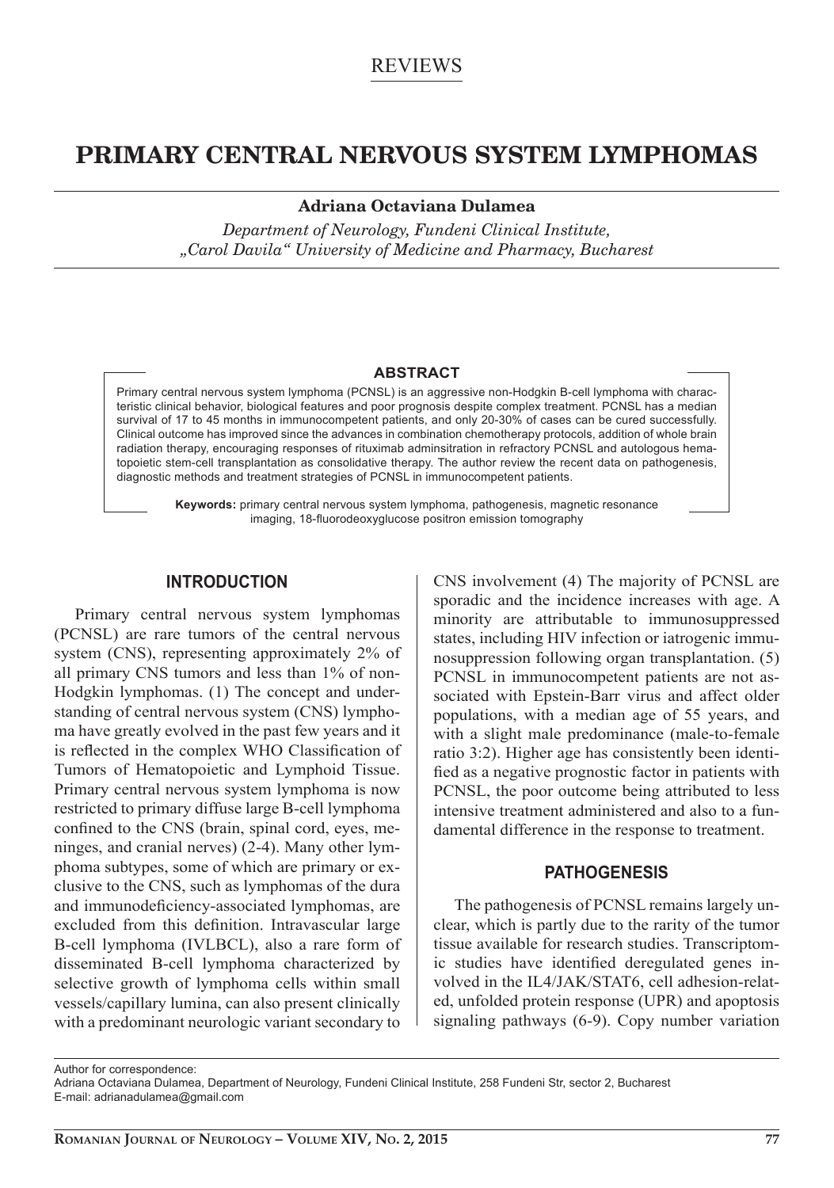REVIEWS

# PRIMARY CENTRAL NERVOUS SYSTEM LYMPHOMAS

**Adriana Octaviana Dulamea**

*Department of Neurology, Fundeni Clinical Institute, „Carol Davila" University of Medicine and Pharmacy, Bucharest*

## ABSTRACT

Primary central nervous system lymphoma (PCNSL) is an aggressive non-Hodgkin B-cell lymphoma with characteristic clinical behavior, biological features and poor prognosis despite complex treatment. PCNSL has a median survival of 17 to 45 months in immunocompetent patients, and only 20-30% of cases can be cured successfully. Clinical outcome has improved since the advances in combination chemotherapy protocols, addition of whole brain radiation therapy, encouraging responses of rituximab adminsitration in refractory PCNSL and autologous hematopoietic stem-cell transplantation as consolidative therapy. The author review the recent data on pathogenesis, diagnostic methods and treatment strategies of PCNSL in immunocompetent patients.

**Keywords:** primary central nervous system lymphoma, pathogenesis, magnetic resonance imaging, 18-fluorodeoxyglucose positron emission tomography

## INTRODUCTION

Primary central nervous system lymphomas (PCNSL) are rare tumors of the central nervous system (CNS), representing approximately 2% of all primary CNS tumors and less than 1% of non-Hodgkin lymphomas. (1) The concept and understanding of central nervous system (CNS) lymphoma have greatly evolved in the past few years and it is reflected in the complex WHO Classification of Tumors of Hematopoietic and Lymphoid Tissue. Primary central nervous system lymphoma is now restricted to primary diffuse large B-cell lymphoma confined to the CNS (brain, spinal cord, eyes, meninges, and cranial nerves) (2-4). Many other lymphoma subtypes, some of which are primary or exclusive to the CNS, such as lymphomas of the dura and immunodeficiency-associated lymphomas, are excluded from this definition. Intravascular large B-cell lymphoma (IVLBCL), also a rare form of disseminated B-cell lymphoma characterized by selective growth of lymphoma cells within small vessels/capillary lumina, can also present clinically with a predominant neurologic variant secondary to CNS involvement (4) The majority of PCNSL are sporadic and the incidence increases with age. A minority are attributable to immunosuppressed states, including HIV infection or iatrogenic immunosuppression following organ transplantation. (5) PCNSL in immunocompetent patients are not associated with Epstein-Barr virus and affect older populations, with a median age of 55 years, and with a slight male predominance (male-to-female ratio 3:2). Higher age has consistently been identified as a negative prognostic factor in patients with PCNSL, the poor outcome being attributed to less intensive treatment administered and also to a fundamental difference in the response to treatment.

## PATHOGENESIS

The pathogenesis of PCNSL remains largely unclear, which is partly due to the rarity of the tumor tissue available for research studies. Transcriptomic studies have identified deregulated genes involved in the IL4/JAK/STAT6, cell adhesion-related, unfolded protein response (UPR) and apoptosis signaling pathways (6-9). Copy number variation

Author for correspondence:
Adriana Octaviana Dulamea, Department of Neurology, Fundeni Clinical Institute, 258 Fundeni Str, sector 2, Bucharest
E-mail: adrianadulamea@gmail.com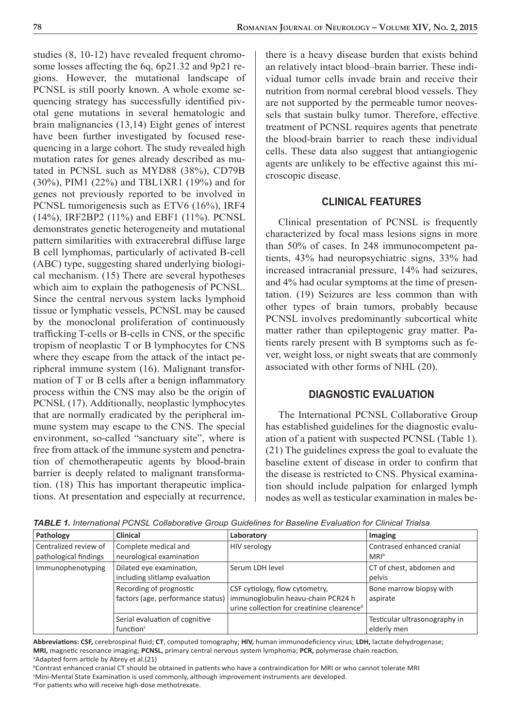studies (8, 10-12) have revealed frequent chromosome losses affecting the 6q, 6p21.32 and 9p21 regions. However, the mutational landscape of PCNSL is still poorly known. A whole exome sequencing strategy has successfully identified pivotal gene mutations in several hematologic and brain malignancies (13,14) Eight genes of interest have been further investigated by focused resequencing in a large cohort. The study revealed high mutation rates for genes already described as mutated in PCNSL such as MYD88 (38%), CD79B (30%), PIM1 (22%) and TBL1XR1 (19%) and for genes not previously reported to be involved in PCNSL tumorigenesis such as ETV6 (16%), IRF4 (14%), IRF2BP2 (11%) and EBF1 (11%). PCNSL demonstrates genetic heterogeneity and mutational pattern similarities with extracerebral diffuse large B cell lymphomas, particularly of activated B-cell (ABC) type, suggesting shared underlying biological mechanism. (15) There are several hypotheses which aim to explain the pathogenesis of PCNSL. Since the central nervous system lacks lymphoid tissue or lymphatic vessels, PCNSL may be caused by the monoclonal proliferation of continuously trafficking T-cells or B-cells in CNS, or the specific tropism of neoplastic T or B lymphocytes for CNS where they escape from the attack of the intact peripheral immune system (16). Malignant transformation of T or B cells after a benign inflammatory process within the CNS may also be the origin of PCNSL (17). Additionally, neoplastic lymphocytes that are normally eradicated by the peripheral immune system may escape to the CNS. The special environment, so-called "sanctuary site", where is free from attack of the immune system and penetration of chemotherapeutic agents by blood-brain barrier is deeply related to malignant transformation. (18) This has important therapeutic implications. At presentation and especially at recurrence, there is a heavy disease burden that exists behind an relatively intact blood–brain barrier. These individual tumor cells invade brain and receive their nutrition from normal cerebral blood vessels. They are not supported by the permeable tumor neovessels that sustain bulky tumor. Therefore, effective treatment of PCNSL requires agents that penetrate the blood-brain barrier to reach these individual cells. These data also suggest that antiangiogenic agents are unlikely to be effective against this microscopic disease.

## CLINICAL FEATURES

Clinical presentation of PCNSL is frequently characterized by focal mass lesions signs in more than 50% of cases. In 248 immunocompetent patients, 43% had neuropsychiatric signs, 33% had increased intracranial pressure, 14% had seizures, and 4% had ocular symptoms at the time of presentation. (19) Seizures are less common than with other types of brain tumors, probably because PCNSL involves predominantly subcortical white matter rather than epileptogenic gray matter. Patients rarely present with B symptoms such as fever, weight loss, or night sweats that are commonly associated with other forms of NHL (20).

## DIAGNOSTIC EVALUATION

The International PCNSL Collaborative Group has established guidelines for the diagnostic evaluation of a patient with suspected PCNSL (Table 1). (21) The guidelines express the goal to evaluate the baseline extent of disease in order to confirm that the disease is restricted to CNS. Physical examination should include palpation for enlarged lymph nodes as well as testicular examination in males be-

*TABLE 1. International PCNSL Collaborative Group Guidelines for Baseline Evaluation for Clinical Trials*[a]

| Pathology | Clinical | Laboratory | Imaging |
|---|---|---|---|
| Centralized review of pathological findings | Complete medical and neurological examination | HIV serology | Contrased enhanced cranial MRI[b] |
| Immunophenotyping | Dilated eye examination, including slitlamp evaluation | Serum LDH level | CT of chest, abdomen and pelvis |
| | Recording of prognostic factors (age, performance status) | CSF cytiology, flow cytometry, immunoglobulin heavu-chain PCR24 h urine collection for creatinine clearence[d] | Bone marrow biopsy with aspirate |
| | Serial evaluation of cognitive function[c] | | Testicular ultrasonography in elderly men |

**Abbreviations: CSF,** cerebrospinal fluid; **CT**, computed tomography; **HIV,** human immunodeficiency virus; **LDH,** lactate dehydrogenase; **MRI,** magnetic resonance imaging; **PCNSL,** primary central nervous system lymphoma; **PCR,** polymerase chain reaction.
[a]Adapted form article by Abrey et al.(21)
[b]Contrast enhanced cranial CT should be obtained in patients who have a contraindication for MRI or who cannot tolerate MRI
[c]Mini-Mental State Examination is used commonly, although improvement instruments are developed.
[d]For patients who will receive high-dose methotrexate.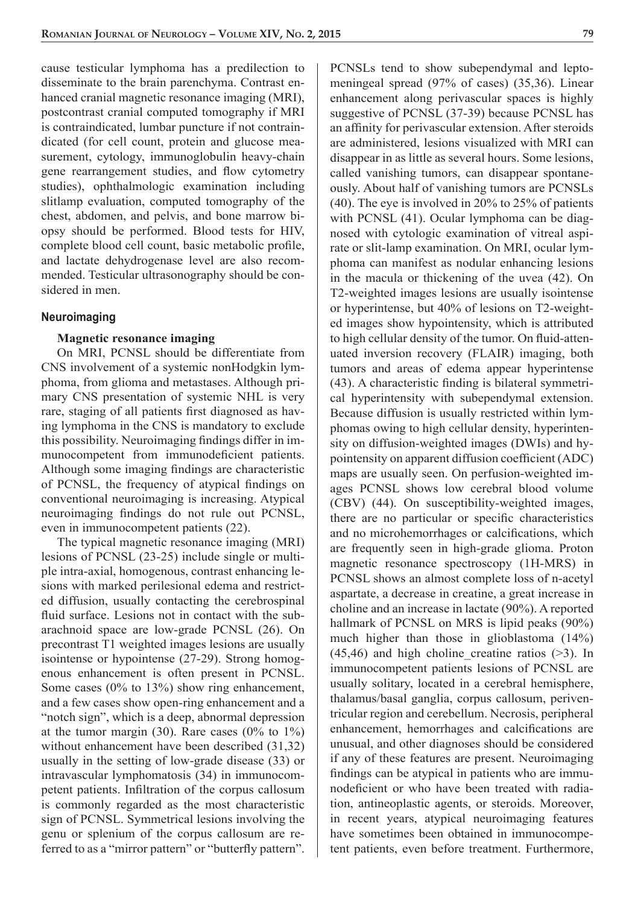cause testicular lymphoma has a predilection to disseminate to the brain parenchyma. Contrast enhanced cranial magnetic resonance imaging (MRI), postcontrast cranial computed tomography if MRI is contraindicated, lumbar puncture if not contraindicated (for cell count, protein and glucose measurement, cytology, immunoglobulin heavy-chain gene rearrangement studies, and flow cytometry studies), ophthalmologic examination including slitlamp evaluation, computed tomography of the chest, abdomen, and pelvis, and bone marrow biopsy should be performed. Blood tests for HIV, complete blood cell count, basic metabolic profile, and lactate dehydrogenase level are also recommended. Testicular ultrasonography should be considered in men.

## Neuroimaging

### Magnetic resonance imaging

On MRI, PCNSL should be differentiate from CNS involvement of a systemic nonHodgkin lymphoma, from glioma and metastases. Although primary CNS presentation of systemic NHL is very rare, staging of all patients first diagnosed as having lymphoma in the CNS is mandatory to exclude this possibility. Neuroimaging findings differ in immunocompetent from immunodeficient patients. Although some imaging findings are characteristic of PCNSL, the frequency of atypical findings on conventional neuroimaging is increasing. Atypical neuroimaging findings do not rule out PCNSL, even in immunocompetent patients (22).

The typical magnetic resonance imaging (MRI) lesions of PCNSL (23-25) include single or multiple intra-axial, homogenous, contrast enhancing lesions with marked perilesional edema and restricted diffusion, usually contacting the cerebrospinal fluid surface. Lesions not in contact with the subarachnoid space are low-grade PCNSL (26). On precontrast T1 weighted images lesions are usually isointense or hypointense (27-29). Strong homogenous enhancement is often present in PCNSL. Some cases (0% to 13%) show ring enhancement, and a few cases show open-ring enhancement and a "notch sign", which is a deep, abnormal depression at the tumor margin (30). Rare cases (0% to 1%) without enhancement have been described (31,32) usually in the setting of low-grade disease (33) or intravascular lymphomatosis (34) in immunocompetent patients. Infiltration of the corpus callosum is commonly regarded as the most characteristic sign of PCNSL. Symmetrical lesions involving the genu or splenium of the corpus callosum are referred to as a "mirror pattern" or "butterfly pattern". PCNSLs tend to show subependymal and leptomeningeal spread (97% of cases) (35,36). Linear enhancement along perivascular spaces is highly suggestive of PCNSL (37-39) because PCNSL has an affinity for perivascular extension. After steroids are administered, lesions visualized with MRI can disappear in as little as several hours. Some lesions, called vanishing tumors, can disappear spontaneously. About half of vanishing tumors are PCNSLs (40). The eye is involved in 20% to 25% of patients with PCNSL (41). Ocular lymphoma can be diagnosed with cytologic examination of vitreal aspirate or slit-lamp examination. On MRI, ocular lymphoma can manifest as nodular enhancing lesions in the macula or thickening of the uvea (42). On T2-weighted images lesions are usually isointense or hyperintense, but 40% of lesions on T2-weighted images show hypointensity, which is attributed to high cellular density of the tumor. On fluid-attenuated inversion recovery (FLAIR) imaging, both tumors and areas of edema appear hyperintense (43). A characteristic finding is bilateral symmetrical hyperintensity with subependymal extension. Because diffusion is usually restricted within lymphomas owing to high cellular density, hyperintensity on diffusion-weighted images (DWIs) and hypointensity on apparent diffusion coefficient (ADC) maps are usually seen. On perfusion-weighted images PCNSL shows low cerebral blood volume (CBV) (44). On susceptibility-weighted images, there are no particular or specific characteristics and no microhemorrhages or calcifications, which are frequently seen in high-grade glioma. Proton magnetic resonance spectroscopy (1H-MRS) in PCNSL shows an almost complete loss of n-acetyl aspartate, a decrease in creatine, a great increase in choline and an increase in lactate (90%). A reported hallmark of PCNSL on MRS is lipid peaks (90%) much higher than those in glioblastoma (14%) (45,46) and high choline_creatine ratios (>3). In immunocompetent patients lesions of PCNSL are usually solitary, located in a cerebral hemisphere, thalamus/basal ganglia, corpus callosum, periventricular region and cerebellum. Necrosis, peripheral enhancement, hemorrhages and calcifications are unusual, and other diagnoses should be considered if any of these features are present. Neuroimaging findings can be atypical in patients who are immunodeficient or who have been treated with radiation, antineoplastic agents, or steroids. Moreover, in recent years, atypical neuroimaging features have sometimes been obtained in immunocompetent patients, even before treatment. Furthermore,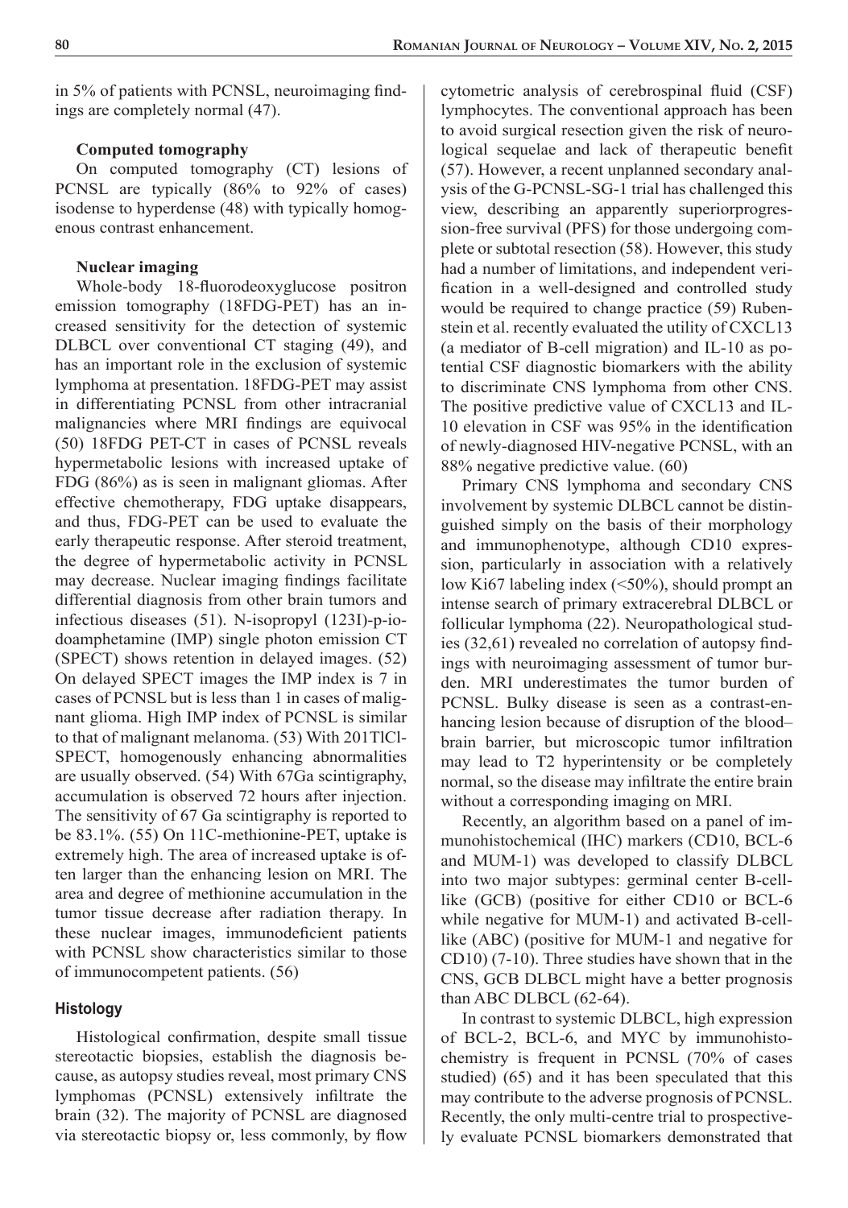in 5% of patients with PCNSL, neuroimaging findings are completely normal (47).

### Computed tomography

On computed tomography (CT) lesions of PCNSL are typically (86% to 92% of cases) isodense to hyperdense (48) with typically homogenous contrast enhancement.

### Nuclear imaging

Whole-body 18-fluorodeoxyglucose positron emission tomography (18FDG-PET) has an increased sensitivity for the detection of systemic DLBCL over conventional CT staging (49), and has an important role in the exclusion of systemic lymphoma at presentation. 18FDG-PET may assist in differentiating PCNSL from other intracranial malignancies where MRI findings are equivocal (50) 18FDG PET-CT in cases of PCNSL reveals hypermetabolic lesions with increased uptake of FDG (86%) as is seen in malignant gliomas. After effective chemotherapy, FDG uptake disappears, and thus, FDG-PET can be used to evaluate the early therapeutic response. After steroid treatment, the degree of hypermetabolic activity in PCNSL may decrease. Nuclear imaging findings facilitate differential diagnosis from other brain tumors and infectious diseases (51). N-isopropyl (123I)-p-iodoamphetamine (IMP) single photon emission CT (SPECT) shows retention in delayed images. (52) On delayed SPECT images the IMP index is 7 in cases of PCNSL but is less than 1 in cases of malignant glioma. High IMP index of PCNSL is similar to that of malignant melanoma. (53) With 201TlCl-SPECT, homogenously enhancing abnormalities are usually observed. (54) With 67Ga scintigraphy, accumulation is observed 72 hours after injection. The sensitivity of 67 Ga scintigraphy is reported to be 83.1%. (55) On 11C-methionine-PET, uptake is extremely high. The area of increased uptake is often larger than the enhancing lesion on MRI. The area and degree of methionine accumulation in the tumor tissue decrease after radiation therapy. In these nuclear images, immunodeficient patients with PCNSL show characteristics similar to those of immunocompetent patients. (56)

## Histology

Histological confirmation, despite small tissue stereotactic biopsies, establish the diagnosis because, as autopsy studies reveal, most primary CNS lymphomas (PCNSL) extensively infiltrate the brain (32). The majority of PCNSL are diagnosed via stereotactic biopsy or, less commonly, by flow cytometric analysis of cerebrospinal fluid (CSF) lymphocytes. The conventional approach has been to avoid surgical resection given the risk of neurological sequelae and lack of therapeutic benefit (57). However, a recent unplanned secondary analysis of the G-PCNSL-SG-1 trial has challenged this view, describing an apparently superiorprogression-free survival (PFS) for those undergoing complete or subtotal resection (58). However, this study had a number of limitations, and independent verification in a well-designed and controlled study would be required to change practice (59) Rubenstein et al. recently evaluated the utility of CXCL13 (a mediator of B-cell migration) and IL-10 as potential CSF diagnostic biomarkers with the ability to discriminate CNS lymphoma from other CNS. The positive predictive value of CXCL13 and IL-10 elevation in CSF was 95% in the identification of newly-diagnosed HIV-negative PCNSL, with an 88% negative predictive value. (60)

Primary CNS lymphoma and secondary CNS involvement by systemic DLBCL cannot be distinguished simply on the basis of their morphology and immunophenotype, although CD10 expression, particularly in association with a relatively low Ki67 labeling index (<50%), should prompt an intense search of primary extracerebral DLBCL or follicular lymphoma (22). Neuropathological studies (32,61) revealed no correlation of autopsy findings with neuroimaging assessment of tumor burden. MRI underestimates the tumor burden of PCNSL. Bulky disease is seen as a contrast-enhancing lesion because of disruption of the blood–brain barrier, but microscopic tumor infiltration may lead to T2 hyperintensity or be completely normal, so the disease may infiltrate the entire brain without a corresponding imaging on MRI.

Recently, an algorithm based on a panel of immunohistochemical (IHC) markers (CD10, BCL-6 and MUM-1) was developed to classify DLBCL into two major subtypes: germinal center B-cell-like (GCB) (positive for either CD10 or BCL-6 while negative for MUM-1) and activated B-cell-like (ABC) (positive for MUM-1 and negative for CD10) (7-10). Three studies have shown that in the CNS, GCB DLBCL might have a better prognosis than ABC DLBCL (62-64).

In contrast to systemic DLBCL, high expression of BCL-2, BCL-6, and MYC by immunohistochemistry is frequent in PCNSL (70% of cases studied) (65) and it has been speculated that this may contribute to the adverse prognosis of PCNSL. Recently, the only multi-centre trial to prospectively evaluate PCNSL biomarkers demonstrated that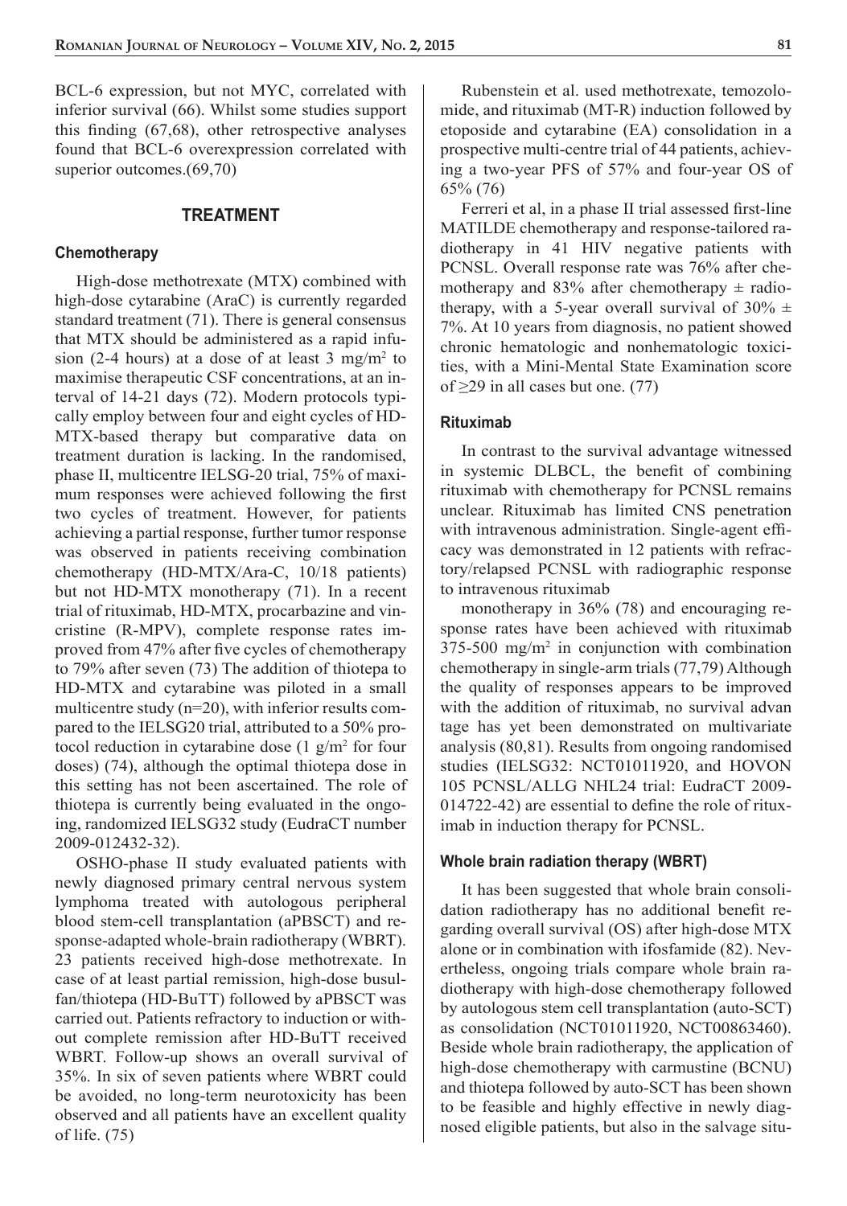BCL-6 expression, but not MYC, correlated with inferior survival (66). Whilst some studies support this finding (67,68), other retrospective analyses found that BCL-6 overexpression correlated with superior outcomes.(69,70)

## TREATMENT

### Chemotherapy

High-dose methotrexate (MTX) combined with high-dose cytarabine (AraC) is currently regarded standard treatment (71). There is general consensus that MTX should be administered as a rapid infusion (2-4 hours) at a dose of at least 3 mg/m$^2$ to maximise therapeutic CSF concentrations, at an interval of 14-21 days (72). Modern protocols typically employ between four and eight cycles of HD-MTX-based therapy but comparative data on treatment duration is lacking. In the randomised, phase II, multicentre IELSG-20 trial, 75% of maximum responses were achieved following the first two cycles of treatment. However, for patients achieving a partial response, further tumor response was observed in patients receiving combination chemotherapy (HD-MTX/Ara-C, 10/18 patients) but not HD-MTX monotherapy (71). In a recent trial of rituximab, HD-MTX, procarbazine and vincristine (R-MPV), complete response rates improved from 47% after five cycles of chemotherapy to 79% after seven (73) The addition of thiotepa to HD-MTX and cytarabine was piloted in a small multicentre study (n=20), with inferior results compared to the IELSG20 trial, attributed to a 50% protocol reduction in cytarabine dose (1 g/m$^2$ for four doses) (74), although the optimal thiotepa dose in this setting has not been ascertained. The role of thiotepa is currently being evaluated in the ongoing, randomized IELSG32 study (EudraCT number 2009-012432-32).

OSHO-phase II study evaluated patients with newly diagnosed primary central nervous system lymphoma treated with autologous peripheral blood stem-cell transplantation (aPBSCT) and response-adapted whole-brain radiotherapy (WBRT). 23 patients received high-dose methotrexate. In case of at least partial remission, high-dose busulfan/thiotepa (HD-BuTT) followed by aPBSCT was carried out. Patients refractory to induction or without complete remission after HD-BuTT received WBRT. Follow-up shows an overall survival of 35%. In six of seven patients where WBRT could be avoided, no long-term neurotoxicity has been observed and all patients have an excellent quality of life. (75)

Rubenstein et al. used methotrexate, temozolomide, and rituximab (MT-R) induction followed by etoposide and cytarabine (EA) consolidation in a prospective multi-centre trial of 44 patients, achieving a two-year PFS of 57% and four-year OS of 65% (76)

Ferreri et al, in a phase II trial assessed first-line MATILDE chemotherapy and response-tailored radiotherapy in 41 HIV negative patients with PCNSL. Overall response rate was 76% after chemotherapy and 83% after chemotherapy ± radiotherapy, with a 5-year overall survival of 30% ± 7%. At 10 years from diagnosis, no patient showed chronic hematologic and nonhematologic toxicities, with a Mini-Mental State Examination score of ≥29 in all cases but one. (77)

### Rituximab

In contrast to the survival advantage witnessed in systemic DLBCL, the benefit of combining rituximab with chemotherapy for PCNSL remains unclear. Rituximab has limited CNS penetration with intravenous administration. Single-agent efficacy was demonstrated in 12 patients with refractory/relapsed PCNSL with radiographic response to intravenous rituximab monotherapy in 36% (78) and encouraging response rates have been achieved with rituximab 375-500 mg/m$^2$ in conjunction with combination chemotherapy in single-arm trials (77,79) Although the quality of responses appears to be improved with the addition of rituximab, no survival advantage has yet been demonstrated on multivariate analysis (80,81). Results from ongoing randomised studies (IELSG32: NCT01011920, and HOVON 105 PCNSL/ALLG NHL24 trial: EudraCT 2009-014722-42) are essential to define the role of rituximab in induction therapy for PCNSL.

### Whole brain radiation therapy (WBRT)

It has been suggested that whole brain consolidation radiotherapy has no additional benefit regarding overall survival (OS) after high-dose MTX alone or in combination with ifosfamide (82). Nevertheless, ongoing trials compare whole brain radiotherapy with high-dose chemotherapy followed by autologous stem cell transplantation (auto-SCT) as consolidation (NCT01011920, NCT00863460). Beside whole brain radiotherapy, the application of high-dose chemotherapy with carmustine (BCNU) and thiotepa followed by auto-SCT has been shown to be feasible and highly effective in newly diagnosed eligible patients, but also in the salvage situ-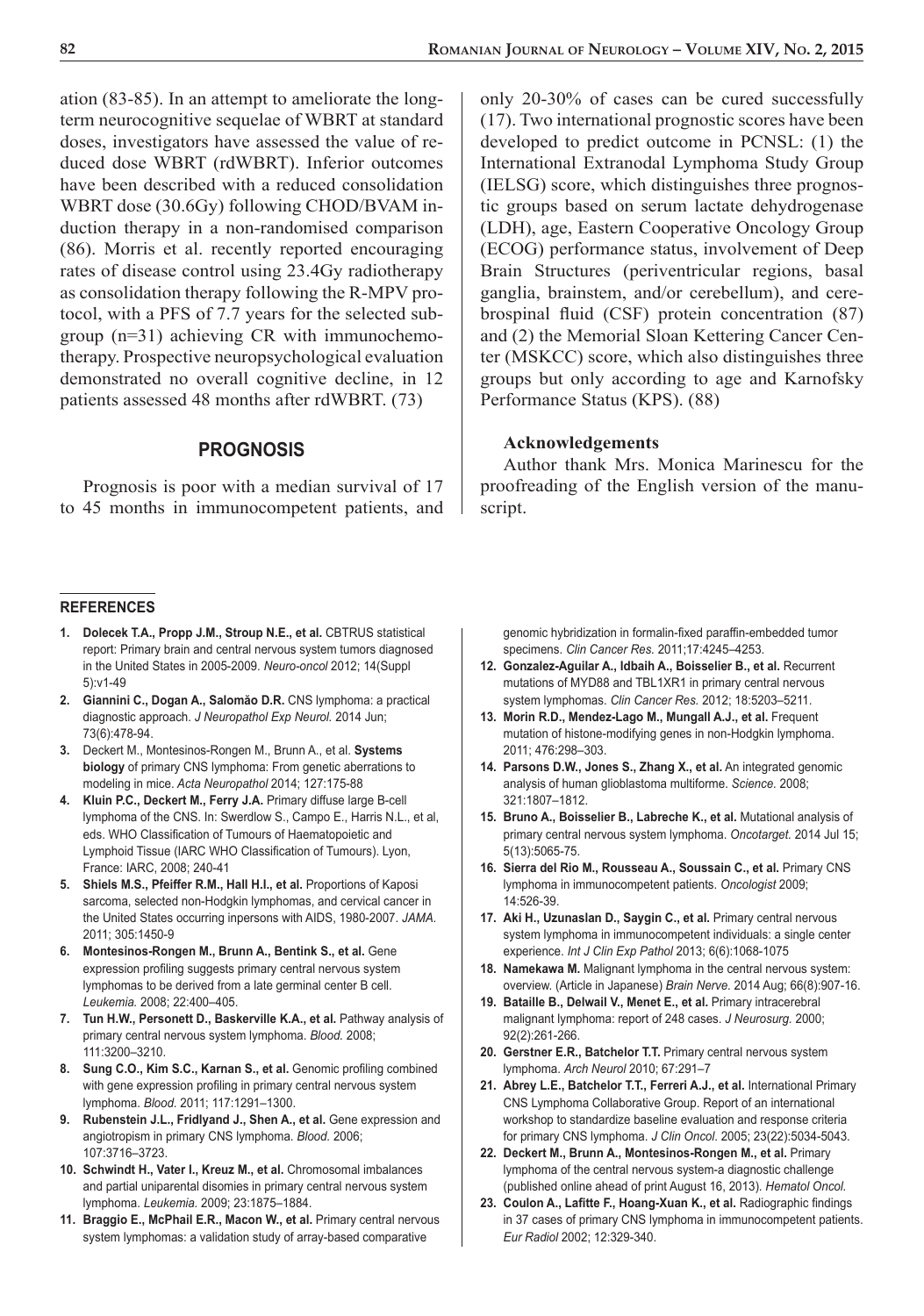ation (83-85). In an attempt to ameliorate the long-term neurocognitive sequelae of WBRT at standard doses, investigators have assessed the value of reduced dose WBRT (rdWBRT). Inferior outcomes have been described with a reduced consolidation WBRT dose (30.6Gy) following CHOD/BVAM induction therapy in a non-randomised comparison (86). Morris et al. recently reported encouraging rates of disease control using 23.4Gy radiotherapy as consolidation therapy following the R-MPV protocol, with a PFS of 7.7 years for the selected subgroup (n=31) achieving CR with immunochemotherapy. Prospective neuropsychological evaluation demonstrated no overall cognitive decline, in 12 patients assessed 48 months after rdWBRT. (73)

## PROGNOSIS

Prognosis is poor with a median survival of 17 to 45 months in immunocompetent patients, and only 20-30% of cases can be cured successfully (17). Two international prognostic scores have been developed to predict outcome in PCNSL: (1) the International Extranodal Lymphoma Study Group (IELSG) score, which distinguishes three prognostic groups based on serum lactate dehydrogenase (LDH), age, Eastern Cooperative Oncology Group (ECOG) performance status, involvement of Deep Brain Structures (periventricular regions, basal ganglia, brainstem, and/or cerebellum), and cerebrospinal fluid (CSF) protein concentration (87) and (2) the Memorial Sloan Kettering Cancer Center (MSKCC) score, which also distinguishes three groups but only according to age and Karnofsky Performance Status (KPS). (88)

### Acknowledgements

Author thank Mrs. Monica Marinescu for the proofreading of the English version of the manuscript.

## REFERENCES

1. **Dolecek T.A., Propp J.M., Stroup N.E., et al.** CBTRUS statistical report: Primary brain and central nervous system tumors diagnosed in the United States in 2005-2009. *Neuro-oncol* 2012; 14(Suppl 5):v1-49
2. **Giannini C., Dogan A., Salomão D.R.** CNS lymphoma: a practical diagnostic approach. *J Neuropathol Exp Neurol.* 2014 Jun; 73(6):478-94.
3. Deckert M., Montesinos-Rongen M., Brunn A., et al. **Systems biology** of primary CNS lymphoma: From genetic aberrations to modeling in mice. *Acta Neuropathol* 2014; 127:175-88
4. **Kluin P.C., Deckert M., Ferry J.A.** Primary diffuse large B-cell lymphoma of the CNS. In: Swerdlow S., Campo E., Harris N.L., et al, eds. WHO Classification of Tumours of Haematopoietic and Lymphoid Tissue (IARC WHO Classification of Tumours). Lyon, France: IARC, 2008; 240-41
5. **Shiels M.S., Pfeiffer R.M., Hall H.I., et al.** Proportions of Kaposi sarcoma, selected non-Hodgkin lymphomas, and cervical cancer in the United States occurring inpersons with AIDS, 1980-2007. *JAMA.* 2011; 305:1450-9
6. **Montesinos-Rongen M., Brunn A., Bentink S., et al.** Gene expression profiling suggests primary central nervous system lymphomas to be derived from a late germinal center B cell. *Leukemia.* 2008; 22:400–405.
7. **Tun H.W., Personett D., Baskerville K.A., et al.** Pathway analysis of primary central nervous system lymphoma. *Blood.* 2008; 111:3200–3210.
8. **Sung C.O., Kim S.C., Karnan S., et al.** Genomic profiling combined with gene expression profiling in primary central nervous system lymphoma. *Blood.* 2011; 117:1291–1300.
9. **Rubenstein J.L., Fridlyand J., Shen A., et al.** Gene expression and angiotropism in primary CNS lymphoma. *Blood.* 2006; 107:3716–3723.
10. **Schwindt H., Vater I., Kreuz M., et al.** Chromosomal imbalances and partial uniparental disomies in primary central nervous system lymphoma. *Leukemia.* 2009; 23:1875–1884.
11. **Braggio E., McPhail E.R., Macon W., et al.** Primary central nervous system lymphomas: a validation study of array-based comparative genomic hybridization in formalin-fixed paraffin-embedded tumor specimens. *Clin Cancer Res.* 2011;17:4245–4253.
12. **Gonzalez-Aguilar A., Idbaih A., Boisselier B., et al.** Recurrent mutations of MYD88 and TBL1XR1 in primary central nervous system lymphomas. *Clin Cancer Res.* 2012; 18:5203–5211.
13. **Morin R.D., Mendez-Lago M., Mungall A.J., et al.** Frequent mutation of histone-modifying genes in non-Hodgkin lymphoma. 2011; 476:298–303.
14. **Parsons D.W., Jones S., Zhang X., et al.** An integrated genomic analysis of human glioblastoma multiforme. *Science.* 2008; 321:1807–1812.
15. **Bruno A., Boisselier B., Labreche K., et al.** Mutational analysis of primary central nervous system lymphoma. *Oncotarget.* 2014 Jul 15; 5(13):5065-75.
16. **Sierra del Rio M., Rousseau A., Soussain C., et al.** Primary CNS lymphoma in immunocompetent patients. *Oncologist* 2009; 14:526-39.
17. **Aki H., Uzunaslan D., Saygin C., et al.** Primary central nervous system lymphoma in immunocompetent individuals: a single center experience. *Int J Clin Exp Pathol* 2013; 6(6):1068-1075
18. **Namekawa M.** Malignant lymphoma in the central nervous system: overview. (Article in Japanese) *Brain Nerve.* 2014 Aug; 66(8):907-16.
19. **Bataille B., Delwail V., Menet E., et al.** Primary intracerebral malignant lymphoma: report of 248 cases. *J Neurosurg.* 2000; 92(2):261-266.
20. **Gerstner E.R., Batchelor T.T.** Primary central nervous system lymphoma. *Arch Neurol* 2010; 67:291–7
21. **Abrey L.E., Batchelor T.T., Ferreri A.J., et al.** International Primary CNS Lymphoma Collaborative Group. Report of an international workshop to standardize baseline evaluation and response criteria for primary CNS lymphoma. *J Clin Oncol.* 2005; 23(22):5034-5043.
22. **Deckert M., Brunn A., Montesinos-Rongen M., et al.** Primary lymphoma of the central nervous system-a diagnostic challenge (published online ahead of print August 16, 2013). *Hematol Oncol.*
23. **Coulon A., Lafitte F., Hoang-Xuan K., et al.** Radiographic findings in 37 cases of primary CNS lymphoma in immunocompetent patients. *Eur Radiol* 2002; 12:329-340.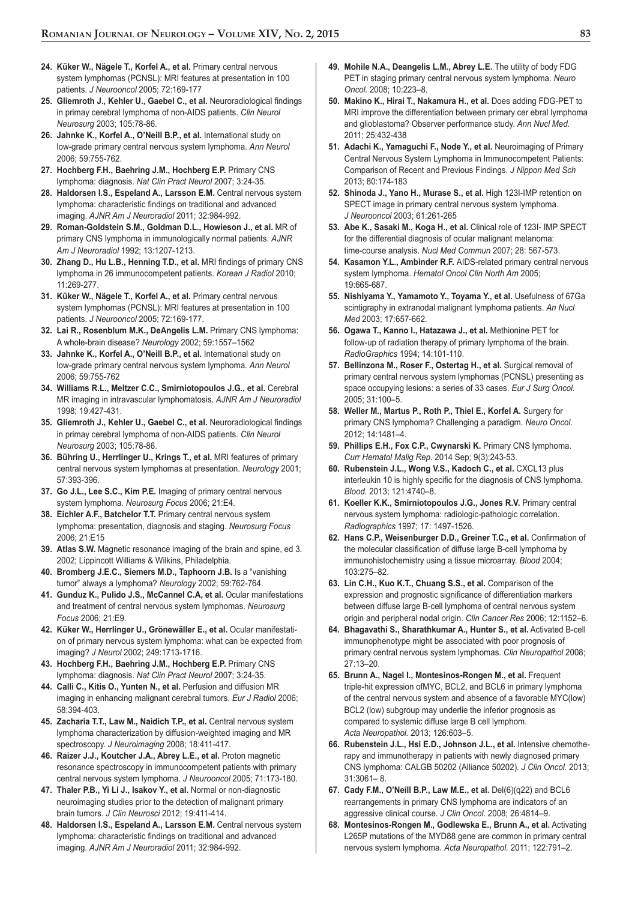24. **Küker W., Nägele T., Korfel A., et al.** Primary central nervous system lymphomas (PCNSL): MRI features at presentation in 100 patients. *J Neurooncol* 2005; 72:169-177
25. **Gliemroth J., Kehler U., Gaebel C., et al.** Neuroradiological findings in primay cerebral lymphoma of non-AIDS patients. *Clin Neurol Neurosurg* 2003; 105:78-86.
26. **Jahnke K., Korfel A., O'Neill B.P., et al.** International study on low-grade primary central nervous system lymphoma. *Ann Neurol* 2006; 59:755-762.
27. **Hochberg F.H., Baehring J.M., Hochberg E.P.** Primary CNS lymphoma: diagnosis. *Nat Clin Pract Neurol* 2007; 3:24-35.
28. **Haldorsen I.S., Espeland A., Larsson E.M.** Central nervous system lymphoma: characteristic findings on traditional and advanced imaging. *AJNR Am J Neuroradiol* 2011; 32:984-992.
29. **Roman-Goldstein S.M., Goldman D.L., Howieson J., et al.** MR of primary CNS lymphoma in immunologically normal patients. *AJNR Am J Neuroradiol* 1992; 13:1207-1213.
30. **Zhang D., Hu L.B., Henning T.D., et al.** MRI findings of primary CNS lymphoma in 26 immunocompetent patients. *Korean J Radiol* 2010; 11:269-277.
31. **Küker W., Nägele T., Korfel A., et al.** Primary central nervous system lymphomas (PCNSL): MRI features at presentation in 100 patients. *J Neurooncol* 2005; 72:169-177.
32. **Lai R., Rosenblum M.K., DeAngelis L.M.** Primary CNS lymphoma: A whole-brain disease? *Neurology* 2002; 59:1557–1562
33. **Jahnke K., Korfel A., O'Neill B.P., et al.** International study on low-grade primary central nervous system lymphoma. *Ann Neurol* 2006; 59:755-762
34. **Williams R.L., Meltzer C.C., Smirniotopoulos J.G., et al.** Cerebral MR imaging in intravascular lymphomatosis. *AJNR Am J Neuroradiol* 1998; 19:427-431.
35. **Gliemroth J., Kehler U., Gaebel C., et al.** Neuroradiological findings in primay cerebral lymphoma of non-AIDS patients. *Clin Neurol Neurosurg* 2003; 105:78-86.
36. **Bühring U., Herrlinger U., Krings T., et al.** MRI features of primary central nervous system lymphomas at presentation. *Neurology* 2001; 57:393-396.
37. **Go J.L., Lee S.C., Kim P.E.** Imaging of primary central nervous system lymphoma. *Neurosurg Focus* 2006; 21:E4.
38. **Eichler A.F., Batchelor T.T.** Primary central nervous system lymphoma: presentation, diagnosis and staging. *Neurosurg Focus* 2006; 21:E15
39. **Atlas S.W.** Magnetic resonance imaging of the brain and spine, ed 3. 2002; Lippincott Williams & Wilkins, Philadelphia.
40. **Bromberg J.E.C., Siemers M.D., Taphoorn J.B.** Is a "vanishing tumor" always a lymphoma? *Neurology* 2002; 59:762-764.
41. **Gunduz K., Pulido J.S., McCannel C.A, et al.** Ocular manifestations and treatment of central nervous system lymphomas. *Neurosurg Focus* 2006; 21:E9.
42. **Küker W., Herrlinger U., Grönewäller E., et al.** Ocular manifestation of primary nervous system lymphoma: what can be expected from imaging? *J Neurol* 2002; 249:1713-1716.
43. **Hochberg F.H., Baehring J.M., Hochberg E.P.** Primary CNS lymphoma: diagnosis. *Nat Clin Pract Neurol* 2007; 3:24-35.
44. **Calli C., Kitis O., Yunten N., et al.** Perfusion and diffusion MR imaging in enhancing malignant cerebral tumors. *Eur J Radiol* 2006; 58:394-403.
45. **Zacharia T.T., Law M., Naidich T.P., et al.** Central nervous system lymphoma characterization by diffusion-weighted imaging and MR spectroscopy. *J Neuroimaging* 2008; 18:411-417.
46. **Raizer J.J., Koutcher J.A., Abrey L.E., et al.** Proton magnetic resonance spectroscopy in immunocompetent patients with primary central nervous system lymphoma. *J Neurooncol* 2005; 71:173-180.
47. **Thaler P.B., Yi Li J., Isakov Y., et al.** Normal or non-diagnostic neuroimaging studies prior to the detection of malignant primary brain tumors. *J Clin Neurosci* 2012; 19:411-414.
48. **Haldorsen I.S., Espeland A., Larsson E.M.** Central nervous system lymphoma: characteristic findings on traditional and advanced imaging. *AJNR Am J Neuroradiol* 2011; 32:984-992.
49. **Mohile N.A., Deangelis L.M., Abrey L.E.** The utility of body FDG PET in staging primary central nervous system lymphoma. *Neuro Oncol.* 2008; 10:223–8.
50. **Makino K., Hirai T., Nakamura H., et al.** Does adding FDG-PET to MRI improve the differentiation between primary cer ebral lymphoma and glioblastoma? Observer performance study. *Ann Nucl Med.* 2011; 25:432-438
51. **Adachi K., Yamaguchi F., Node Y., et al.** Neuroimaging of Primary Central Nervous System Lymphoma in Immunocompetent Patients: Comparison of Recent and Previous Findings. *J Nippon Med Sch* 2013; 80:174-183
52. **Shinoda J., Yano H., Murase S., et al.** High 123I-IMP retention on SPECT image in primary central nervous system lymphoma. *J Neurooncol* 2003; 61:261-265
53. **Abe K., Sasaki M., Koga H., et al.** Clinical role of 123I- IMP SPECT for the differential diagnosis of ocular malignant melanoma: time-course analysis. *Nucl Med Commun* 2007; 28: 567-573.
54. **Kasamon Y.L., Ambinder R.F.** AIDS-related primary central nervous system lymphoma. *Hematol Oncol Clin North Am* 2005; 19:665-687.
55. **Nishiyama Y., Yamamoto Y., Toyama Y., et al.** Usefulness of 67Ga scintigraphy in extranodal malignant lymphoma patients. *An Nucl Med* 2003; 17:657-662.
56. **Ogawa T., Kanno I., Hatazawa J., et al.** Methionine PET for follow-up of radiation therapy of primary lymphoma of the brain. *RadioGraphics* 1994; 14:101-110.
57. **Bellinzona M., Roser F., Ostertag H., et al.** Surgical removal of primary central nervous system lymphomas (PCNSL) presenting as space occupying lesions: a series of 33 cases. *Eur J Surg Oncol.* 2005; 31:100–5.
58. **Weller M., Martus P., Roth P., Thiel E., Korfel A.** Surgery for primary CNS lymphoma? Challenging a paradigm. *Neuro Oncol.* 2012; 14:1481–4.
59. **Phillips E.H., Fox C.P., Cwynarski K.** Primary CNS lymphoma. *Curr Hematol Malig Rep.* 2014 Sep; 9(3):243-53.
60. **Rubenstein J.L., Wong V.S., Kadoch C., et al.** CXCL13 plus interleukin 10 is highly specific for the diagnosis of CNS lymphoma. *Blood.* 2013; 121:4740–8.
61. **Koeller K.K., Smirniotopoulos J.G., Jones R.V.** Primary central nervous system lymphoma: radiologic-pathologic correlation. *Radiographics* 1997; 17: 1497-1526.
62. **Hans C.P., Weisenburger D.D., Greiner T.C., et al.** Confirmation of the molecular classification of diffuse large B-cell lymphoma by immunohistochemistry using a tissue microarray. *Blood* 2004; 103:275–82.
63. **Lin C.H., Kuo K.T., Chuang S.S., et al.** Comparison of the expression and prognostic significance of differentiation markers between diffuse large B-cell lymphoma of central nervous system origin and peripheral nodal origin. *Clin Cancer Res* 2006; 12:1152–6.
64. **Bhagavathi S., Sharathkumar A., Hunter S., et al.** Activated B-cell immunophenotype might be associated with poor prognosis of primary central nervous system lymphomas. *Clin Neuropathol* 2008; 27:13–20.
65. **Brunn A., Nagel I., Montesinos-Rongen M., et al.** Frequent triple-hit expression ofMYC, BCL2, and BCL6 in primary lymphoma of the central nervous system and absence of a favorable MYC(low) BCL2 (low) subgroup may underlie the inferior prognosis as compared to systemic diffuse large B cell lymphom. *Acta Neuropathol.* 2013; 126:603–5.
66. **Rubenstein J.L., Hsi E.D., Johnson J.L., et al.** Intensive chemotherapy and immunotherapy in patients with newly diagnosed primary CNS lymphoma: CALGB 50202 (Alliance 50202). *J Clin Oncol.* 2013; 31:3061– 8.
67. **Cady F.M., O'Neill B.P., Law M.E., et al.** Del(6)(q22) and BCL6 rearrangements in primary CNS lymphoma are indicators of an aggressive clinical course. *J Clin Oncol.* 2008; 26:4814–9.
68. **Montesinos-Rongen M., Godlewska E., Brunn A., et al.** Activating L265P mutations of the MYD88 gene are common in primary central nervous system lymphoma. *Acta Neuropathol.* 2011; 122:791–2.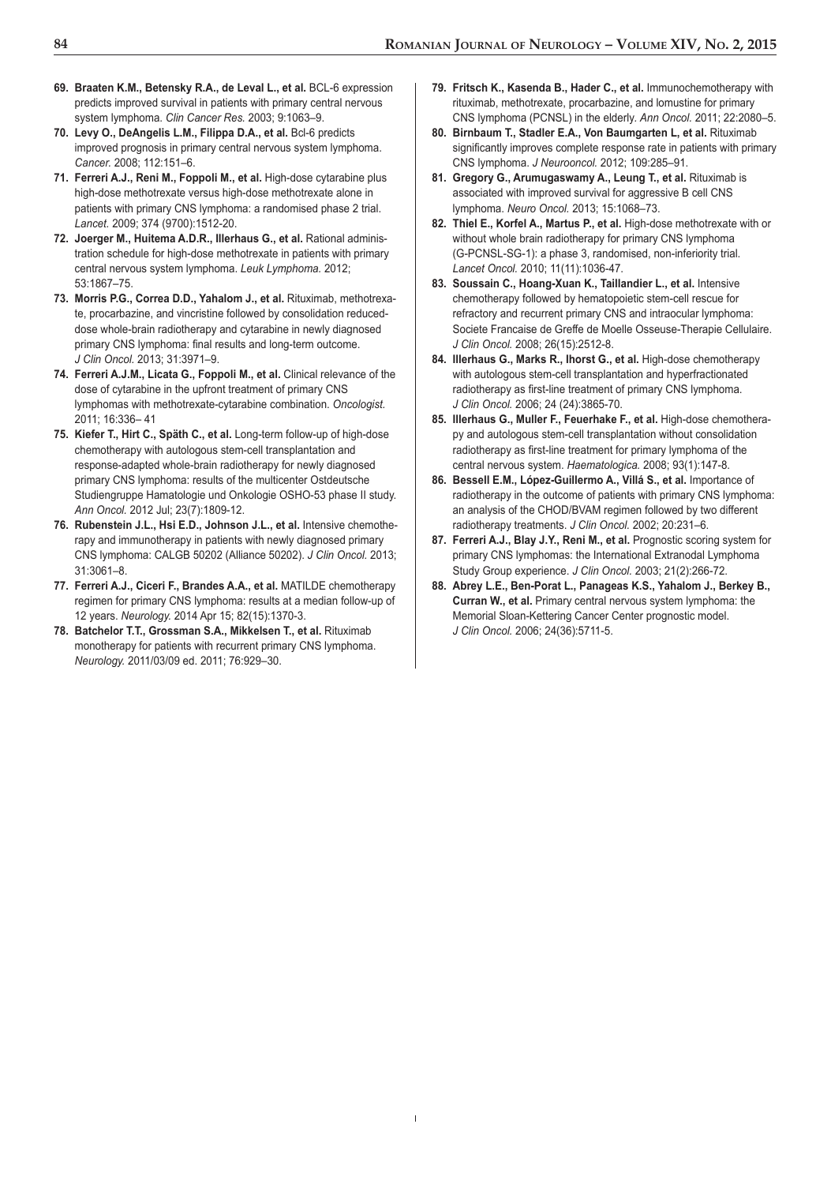69. **Braaten K.M., Betensky R.A., de Leval L., et al.** BCL-6 expression predicts improved survival in patients with primary central nervous system lymphoma. *Clin Cancer Res.* 2003; 9:1063–9.
70. **Levy O., DeAngelis L.M., Filippa D.A., et al.** Bcl-6 predicts improved prognosis in primary central nervous system lymphoma. *Cancer.* 2008; 112:151–6.
71. **Ferreri A.J., Reni M., Foppoli M., et al.** High-dose cytarabine plus high-dose methotrexate versus high-dose methotrexate alone in patients with primary CNS lymphoma: a randomised phase 2 trial. *Lancet.* 2009; 374 (9700):1512-20.
72. **Joerger M., Huitema A.D.R., Illerhaus G., et al.** Rational administration schedule for high-dose methotrexate in patients with primary central nervous system lymphoma. *Leuk Lymphoma.* 2012; 53:1867–75.
73. **Morris P.G., Correa D.D., Yahalom J., et al.** Rituximab, methotrexate, procarbazine, and vincristine followed by consolidation reduced-dose whole-brain radiotherapy and cytarabine in newly diagnosed primary CNS lymphoma: final results and long-term outcome. *J Clin Oncol.* 2013; 31:3971–9.
74. **Ferreri A.J.M., Licata G., Foppoli M., et al.** Clinical relevance of the dose of cytarabine in the upfront treatment of primary CNS lymphomas with methotrexate-cytarabine combination. *Oncologist.* 2011; 16:336– 41
75. **Kiefer T., Hirt C., Späth C., et al.** Long-term follow-up of high-dose chemotherapy with autologous stem-cell transplantation and response-adapted whole-brain radiotherapy for newly diagnosed primary CNS lymphoma: results of the multicenter Ostdeutsche Studiengruppe Hamatologie und Onkologie OSHO-53 phase II study. *Ann Oncol.* 2012 Jul; 23(7):1809-12.
76. **Rubenstein J.L., Hsi E.D., Johnson J.L., et al.** Intensive chemotherapy and immunotherapy in patients with newly diagnosed primary CNS lymphoma: CALGB 50202 (Alliance 50202). *J Clin Oncol.* 2013; 31:3061–8.
77. **Ferreri A.J., Ciceri F., Brandes A.A., et al.** MATILDE chemotherapy regimen for primary CNS lymphoma: results at a median follow-up of 12 years. *Neurology.* 2014 Apr 15; 82(15):1370-3.
78. **Batchelor T.T., Grossman S.A., Mikkelsen T., et al.** Rituximab monotherapy for patients with recurrent primary CNS lymphoma. *Neurology.* 2011/03/09 ed. 2011; 76:929–30.
79. **Fritsch K., Kasenda B., Hader C., et al.** Immunochemotherapy with rituximab, methotrexate, procarbazine, and lomustine for primary CNS lymphoma (PCNSL) in the elderly. *Ann Oncol.* 2011; 22:2080–5.
80. **Birnbaum T., Stadler E.A., Von Baumgarten L, et al.** Rituximab significantly improves complete response rate in patients with primary CNS lymphoma. *J Neurooncol.* 2012; 109:285–91.
81. **Gregory G., Arumugaswamy A., Leung T., et al.** Rituximab is associated with improved survival for aggressive B cell CNS lymphoma. *Neuro Oncol.* 2013; 15:1068–73.
82. **Thiel E., Korfel A., Martus P., et al.** High-dose methotrexate with or without whole brain radiotherapy for primary CNS lymphoma (G-PCNSL-SG-1): a phase 3, randomised, non-inferiority trial. *Lancet Oncol.* 2010; 11(11):1036-47.
83. **Soussain C., Hoang-Xuan K., Taillandier L., et al.** Intensive chemotherapy followed by hematopoietic stem-cell rescue for refractory and recurrent primary CNS and intraocular lymphoma: Societe Francaise de Greffe de Moelle Osseuse-Therapie Cellulaire. *J Clin Oncol.* 2008; 26(15):2512-8.
84. **Illerhaus G., Marks R., Ihorst G., et al.** High-dose chemotherapy with autologous stem-cell transplantation and hyperfractionated radiotherapy as first-line treatment of primary CNS lymphoma. *J Clin Oncol.* 2006; 24 (24):3865-70.
85. **Illerhaus G., Muller F., Feuerhake F., et al.** High-dose chemotherapy and autologous stem-cell transplantation without consolidation radiotherapy as first-line treatment for primary lymphoma of the central nervous system. *Haematologica.* 2008; 93(1):147-8.
86. **Bessell E.M., López-Guillermo A., Villá S., et al.** Importance of radiotherapy in the outcome of patients with primary CNS lymphoma: an analysis of the CHOD/BVAM regimen followed by two different radiotherapy treatments. *J Clin Oncol.* 2002; 20:231–6.
87. **Ferreri A.J., Blay J.Y., Reni M., et al.** Prognostic scoring system for primary CNS lymphomas: the International Extranodal Lymphoma Study Group experience. *J Clin Oncol.* 2003; 21(2):266-72.
88. **Abrey L.E., Ben-Porat L., Panageas K.S., Yahalom J., Berkey B., Curran W., et al.** Primary central nervous system lymphoma: the Memorial Sloan-Kettering Cancer Center prognostic model. *J Clin Oncol.* 2006; 24(36):5711-5.